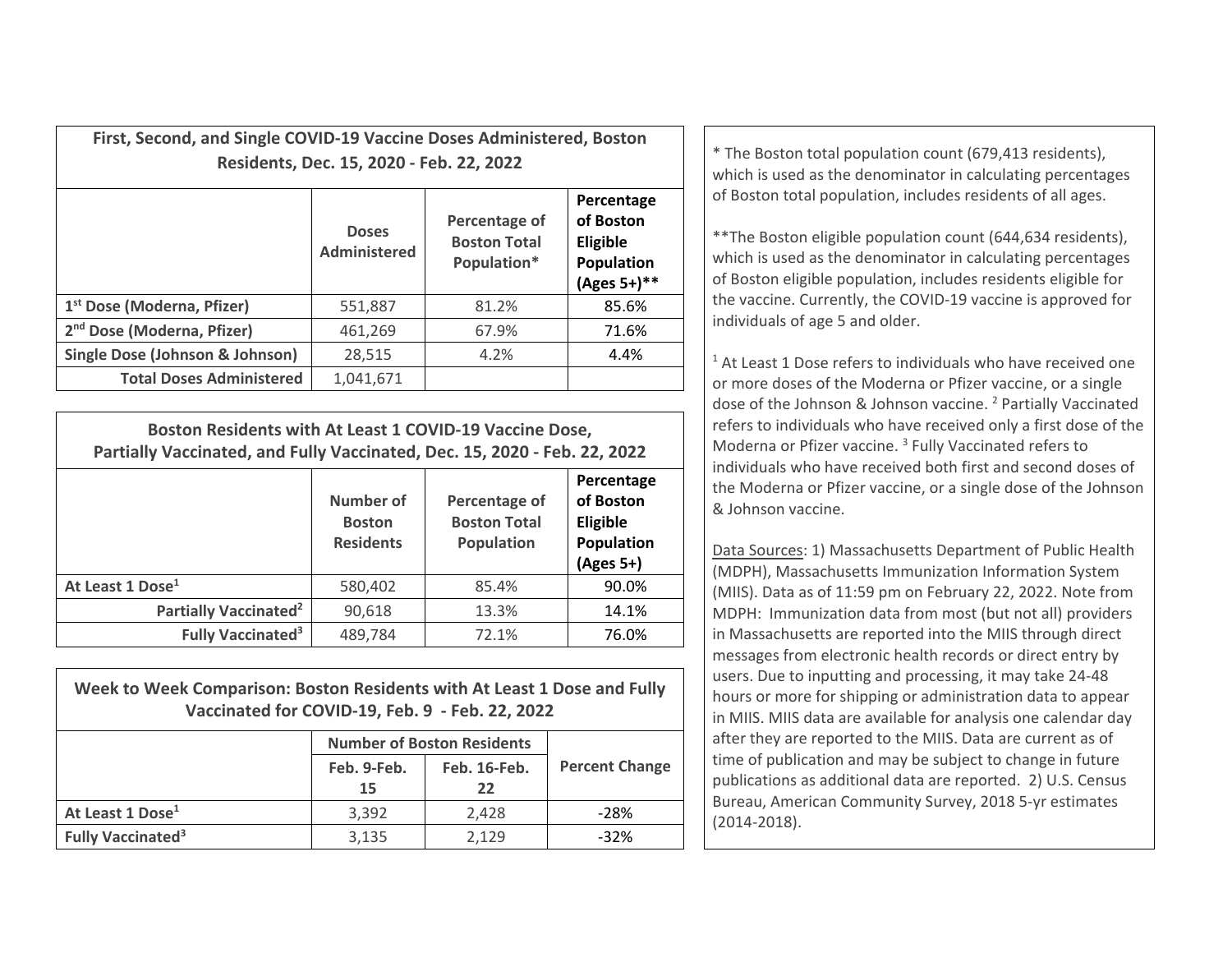### First, Second, and Single COVID-19 Vaccine Doses Administered, Boston Residents, Dec. 15, 2020 - Feb. 22, 2022

| | Doses Administered | Percentage of Boston Total Population* | Percentage of Boston Eligible Population (Ages 5+)** |
|---|---|---|---|
| 1st Dose (Moderna, Pfizer) | 551,887 | 81.2% | 85.6% |
| 2nd Dose (Moderna, Pfizer) | 461,269 | 67.9% | 71.6% |
| Single Dose (Johnson & Johnson) | 28,515 | 4.2% | 4.4% |
| **Total Doses Administered** | 1,041,671 | | |

### Boston Residents with At Least 1 COVID-19 Vaccine Dose, Partially Vaccinated, and Fully Vaccinated, Dec. 15, 2020 - Feb. 22, 2022

| | Number of Boston Residents | Percentage of Boston Total Population | Percentage of Boston Eligible Population (Ages 5+) |
|---|---|---|---|
| At Least 1 Dose[1] | 580,402 | 85.4% | 90.0% |
| Partially Vaccinated[2] | 90,618 | 13.3% | 14.1% |
| Fully Vaccinated[3] | 489,784 | 72.1% | 76.0% |

### Week to Week Comparison: Boston Residents with At Least 1 Dose and Fully Vaccinated for COVID-19, Feb. 9 - Feb. 22, 2022

| | Number of Boston Residents | | Percent Change |
|---|---|---|---|
| | Feb. 9-Feb. 15 | Feb. 16-Feb. 22 | |
| At Least 1 Dose[1] | 3,392 | 2,428 | -28% |
| Fully Vaccinated[3] | 3,135 | 2,129 | -32% |

* The Boston total population count (679,413 residents), which is used as the denominator in calculating percentages of Boston total population, includes residents of all ages.

**The Boston eligible population count (644,634 residents), which is used as the denominator in calculating percentages of Boston eligible population, includes residents eligible for the vaccine. Currently, the COVID-19 vaccine is approved for individuals of age 5 and older.

[1] At Least 1 Dose refers to individuals who have received one or more doses of the Moderna or Pfizer vaccine, or a single dose of the Johnson & Johnson vaccine. [2] Partially Vaccinated refers to individuals who have received only a first dose of the Moderna or Pfizer vaccine. [3] Fully Vaccinated refers to individuals who have received both first and second doses of the Moderna or Pfizer vaccine, or a single dose of the Johnson & Johnson vaccine.

Data Sources: 1) Massachusetts Department of Public Health (MDPH), Massachusetts Immunization Information System (MIIS). Data as of 11:59 pm on February 22, 2022. Note from MDPH: Immunization data from most (but not all) providers in Massachusetts are reported into the MIIS through direct messages from electronic health records or direct entry by users. Due to inputting and processing, it may take 24-48 hours or more for shipping or administration data to appear in MIIS. MIIS data are available for analysis one calendar day after they are reported to the MIIS. Data are current as of time of publication and may be subject to change in future publications as additional data are reported. 2) U.S. Census Bureau, American Community Survey, 2018 5-yr estimates (2014-2018).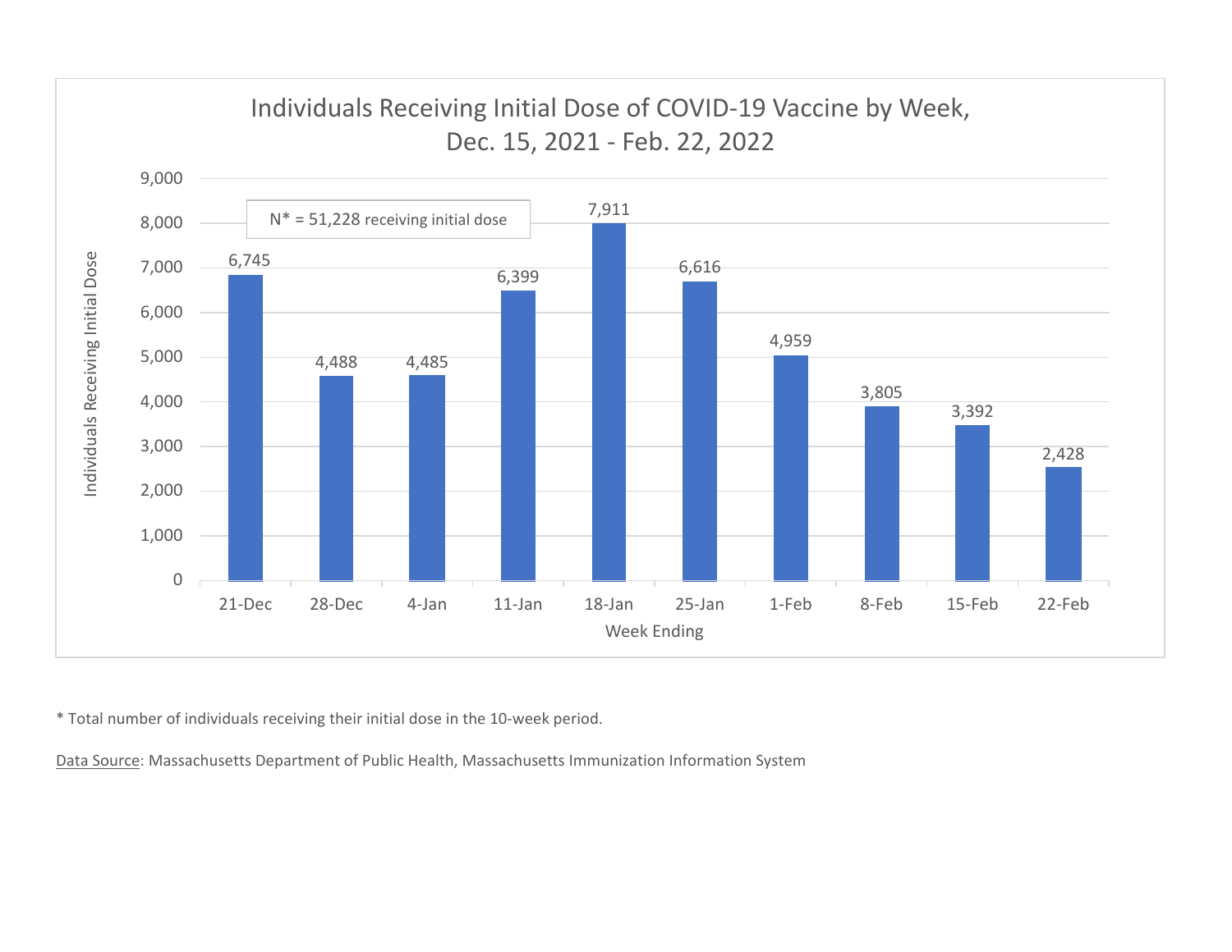Individuals Receiving Initial Dose of COVID-19 Vaccine by Week, Dec. 15, 2021 - Feb. 22, 2022

N* = 51,228 receiving initial dose

Individuals Receiving Initial Dose

9,000
8,000
7,000
6,000
5,000
4,000
3,000
2,000
1,000
0

6,745
4,488
4,485
6,399
7,911
6,616
4,959
3,805
3,392
2,428

21-Dec
28-Dec
4-Jan
11-Jan
18-Jan
25-Jan
1-Feb
8-Feb
15-Feb
22-Feb

Week Ending

* Total number of individuals receiving their initial dose in the 10-week period.

Data Source: Massachusetts Department of Public Health, Massachusetts Immunization Information System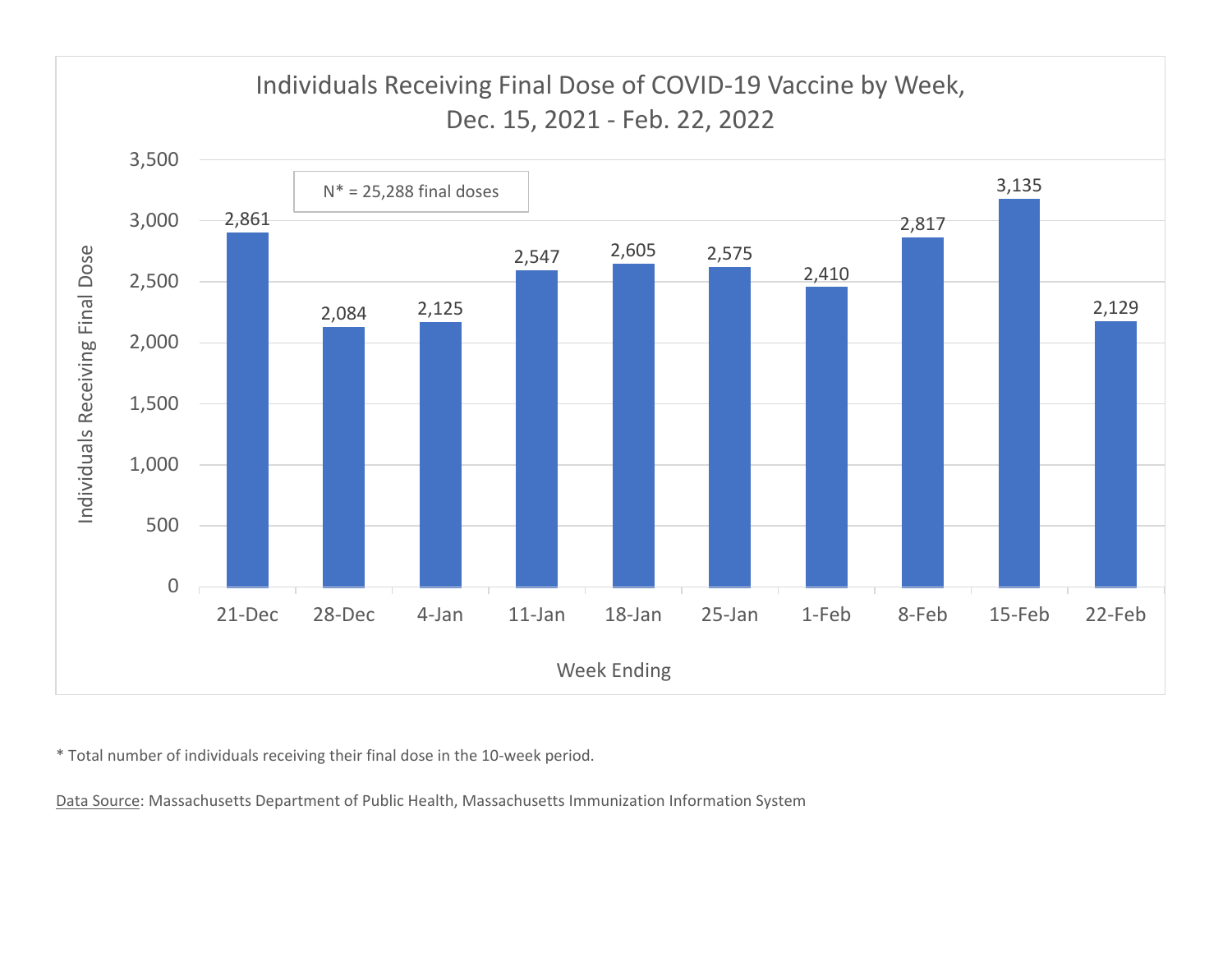## Individuals Receiving Final Dose of COVID-19 Vaccine by Week, Dec. 15, 2021 - Feb. 22, 2022

N* = 25,288 final doses

| Week Ending | Individuals Receiving Final Dose |
|---|---|
| 21-Dec | 2,861 |
| 28-Dec | 2,084 |
| 4-Jan | 2,125 |
| 11-Jan | 2,547 |
| 18-Jan | 2,605 |
| 25-Jan | 2,575 |
| 1-Feb | 2,410 |
| 8-Feb | 2,817 |
| 15-Feb | 3,135 |
| 22-Feb | 2,129 |

* Total number of individuals receiving their final dose in the 10-week period.

Data Source: Massachusetts Department of Public Health, Massachusetts Immunization Information System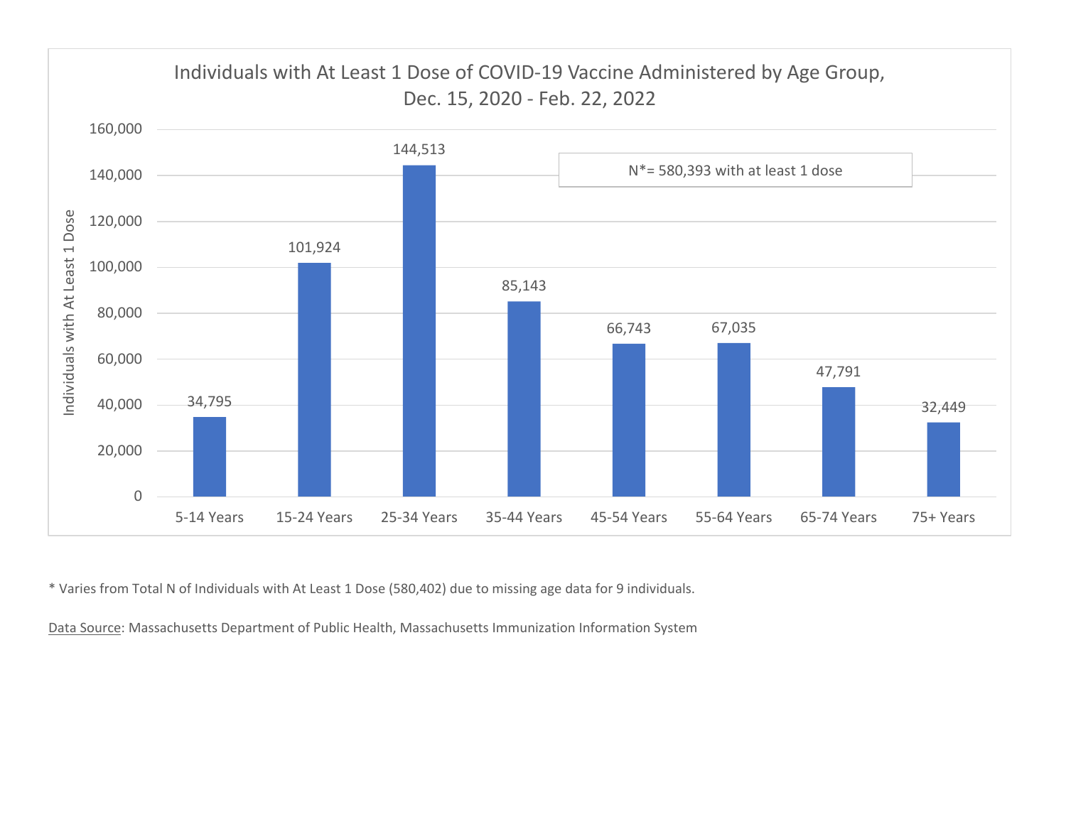Individuals with At Least 1 Dose of COVID-19 Vaccine Administered by Age Group, Dec. 15, 2020 - Feb. 22, 2022

N*= 580,393 with at least 1 dose

Individuals with At Least 1 Dose

160,000
140,000
120,000
100,000
80,000
60,000
40,000
20,000
0

5-14 Years: 34,795
15-24 Years: 101,924
25-34 Years: 144,513
35-44 Years: 85,143
45-54 Years: 66,743
55-64 Years: 67,035
65-74 Years: 47,791
75+ Years: 32,449

* Varies from Total N of Individuals with At Least 1 Dose (580,402) due to missing age data for 9 individuals.

Data Source: Massachusetts Department of Public Health, Massachusetts Immunization Information System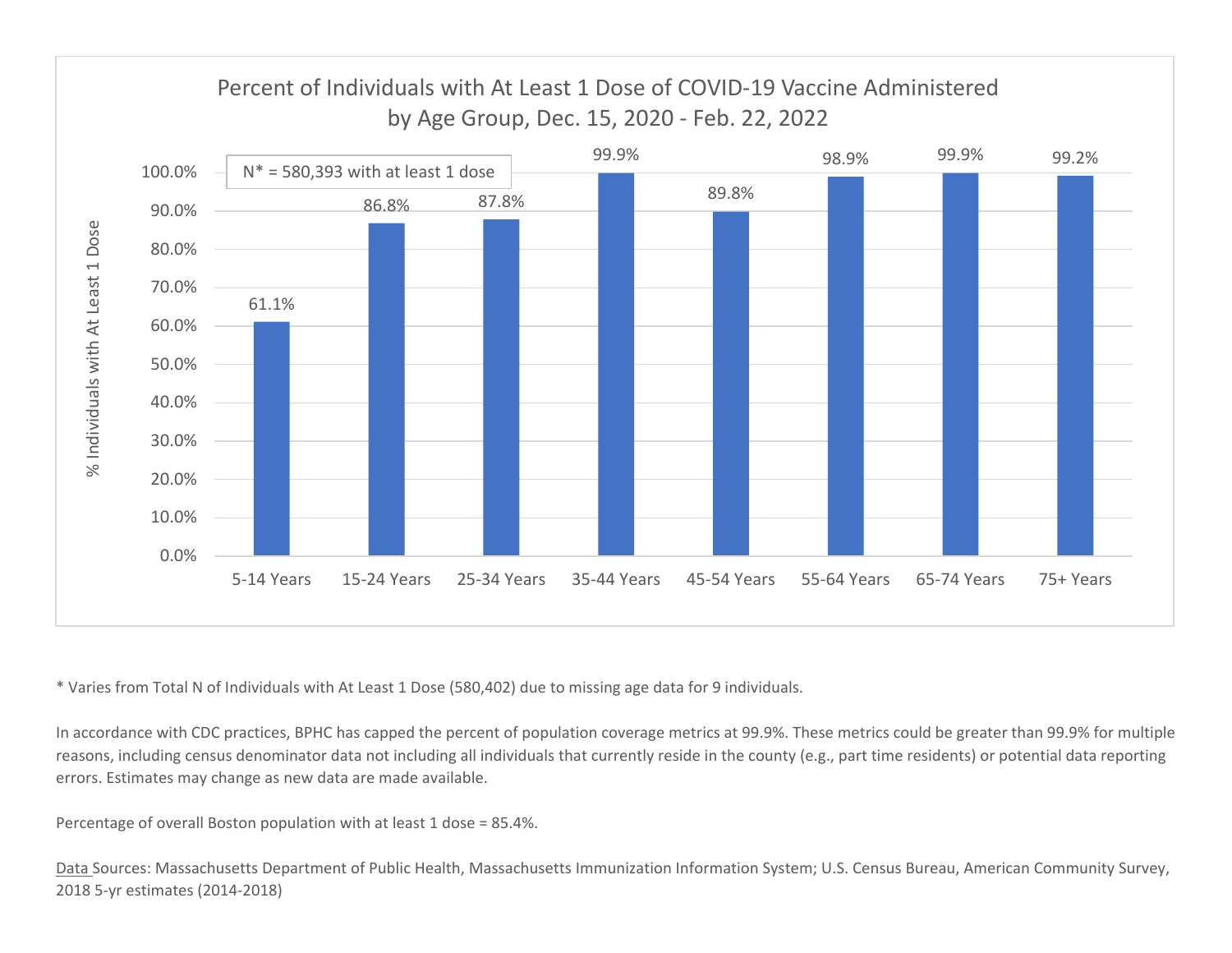Percent of Individuals with At Least 1 Dose of COVID-19 Vaccine Administered by Age Group, Dec. 15, 2020 - Feb. 22, 2022

N* = 580,393 with at least 1 dose

% Individuals with At Least 1 Dose

100.0%
90.0%
80.0%
70.0%
60.0%
50.0%
40.0%
30.0%
20.0%
10.0%
0.0%

61.1%
86.8%
87.8%
99.9%
89.8%
98.9%
99.9%
99.2%

5-14 Years
15-24 Years
25-34 Years
35-44 Years
45-54 Years
55-64 Years
65-74 Years
75+ Years

* Varies from Total N of Individuals with At Least 1 Dose (580,402) due to missing age data for 9 individuals.

In accordance with CDC practices, BPHC has capped the percent of population coverage metrics at 99.9%. These metrics could be greater than 99.9% for multiple reasons, including census denominator data not including all individuals that currently reside in the county (e.g., part time residents) or potential data reporting errors. Estimates may change as new data are made available.

Percentage of overall Boston population with at least 1 dose = 85.4%.

Data Sources: Massachusetts Department of Public Health, Massachusetts Immunization Information System; U.S. Census Bureau, American Community Survey, 2018 5-yr estimates (2014-2018)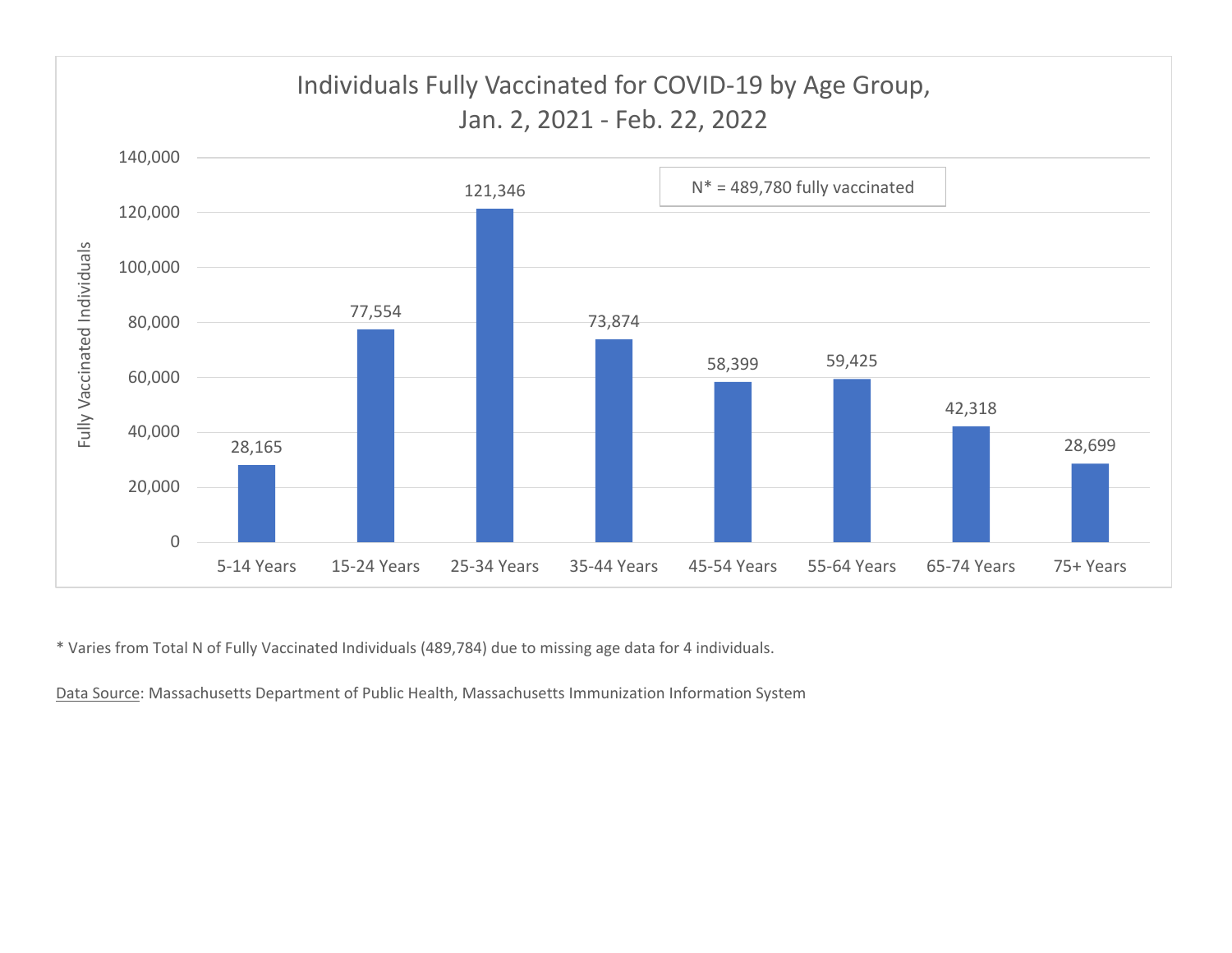## Individuals Fully Vaccinated for COVID-19 by Age Group, Jan. 2, 2021 - Feb. 22, 2022

N* = 489,780 fully vaccinated

| Age Group | Fully Vaccinated Individuals |
|---|---|
| 5-14 Years | 28,165 |
| 15-24 Years | 77,554 |
| 25-34 Years | 121,346 |
| 35-44 Years | 73,874 |
| 45-54 Years | 58,399 |
| 55-64 Years | 59,425 |
| 65-74 Years | 42,318 |
| 75+ Years | 28,699 |

* Varies from Total N of Fully Vaccinated Individuals (489,784) due to missing age data for 4 individuals.

Data Source: Massachusetts Department of Public Health, Massachusetts Immunization Information System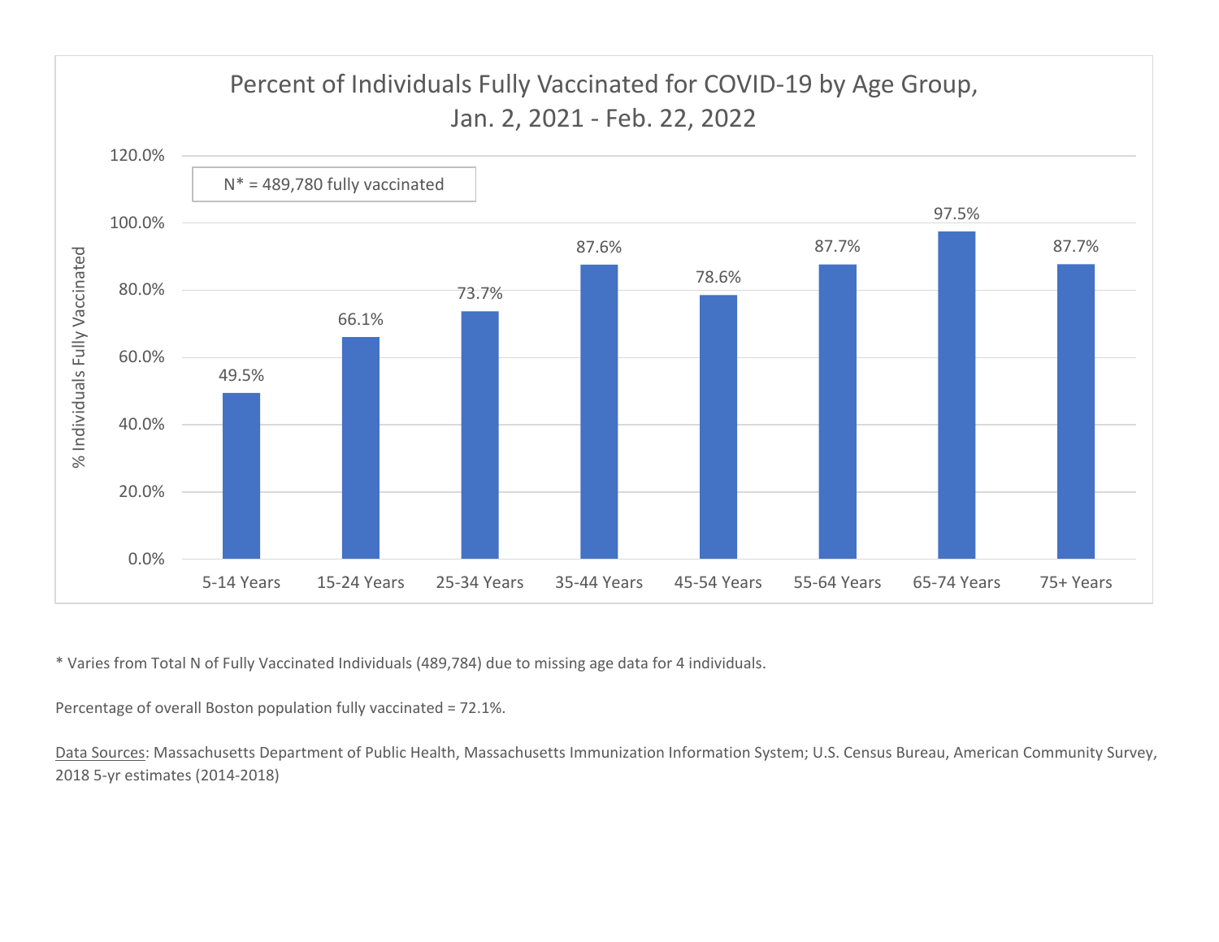## Percent of Individuals Fully Vaccinated for COVID-19 by Age Group, Jan. 2, 2021 - Feb. 22, 2022

N* = 489,780 fully vaccinated

| Age Group | % Individuals Fully Vaccinated |
|---|---|
| 5-14 Years | 49.5% |
| 15-24 Years | 66.1% |
| 25-34 Years | 73.7% |
| 35-44 Years | 87.6% |
| 45-54 Years | 78.6% |
| 55-64 Years | 87.7% |
| 65-74 Years | 97.5% |
| 75+ Years | 87.7% |

* Varies from Total N of Fully Vaccinated Individuals (489,784) due to missing age data for 4 individuals.

Percentage of overall Boston population fully vaccinated = 72.1%.

Data Sources: Massachusetts Department of Public Health, Massachusetts Immunization Information System; U.S. Census Bureau, American Community Survey, 2018 5-yr estimates (2014-2018)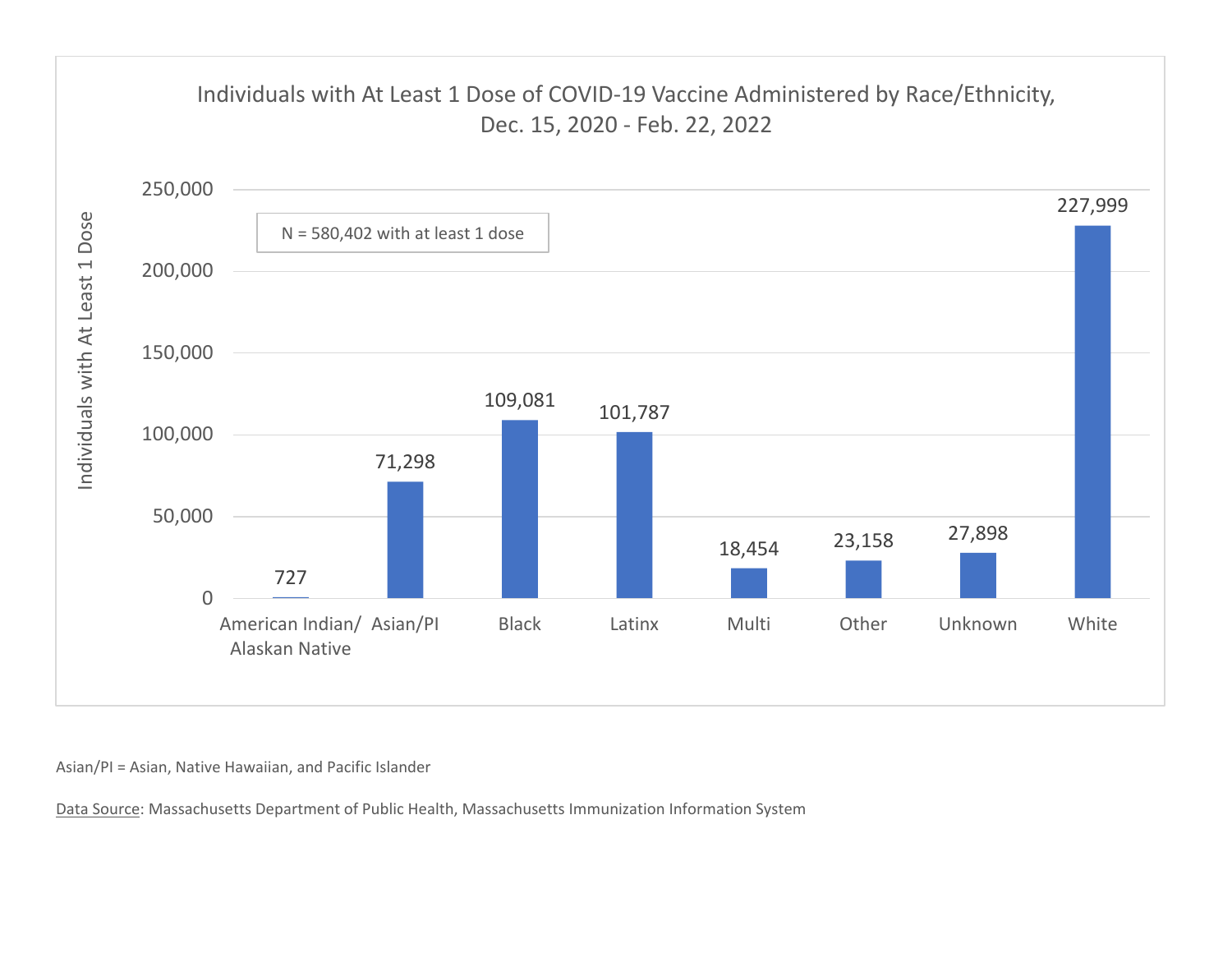Individuals with At Least 1 Dose of COVID-19 Vaccine Administered by Race/Ethnicity, Dec. 15, 2020 - Feb. 22, 2022

N = 580,402 with at least 1 dose

Individuals with At Least 1 Dose

250,000
200,000
150,000
100,000
50,000
0

727
71,298
109,081
101,787
18,454
23,158
27,898
227,999

American Indian/ Alaskan Native
Asian/PI
Black
Latinx
Multi
Other
Unknown
White

Asian/PI = Asian, Native Hawaiian, and Pacific Islander

Data Source: Massachusetts Department of Public Health, Massachusetts Immunization Information System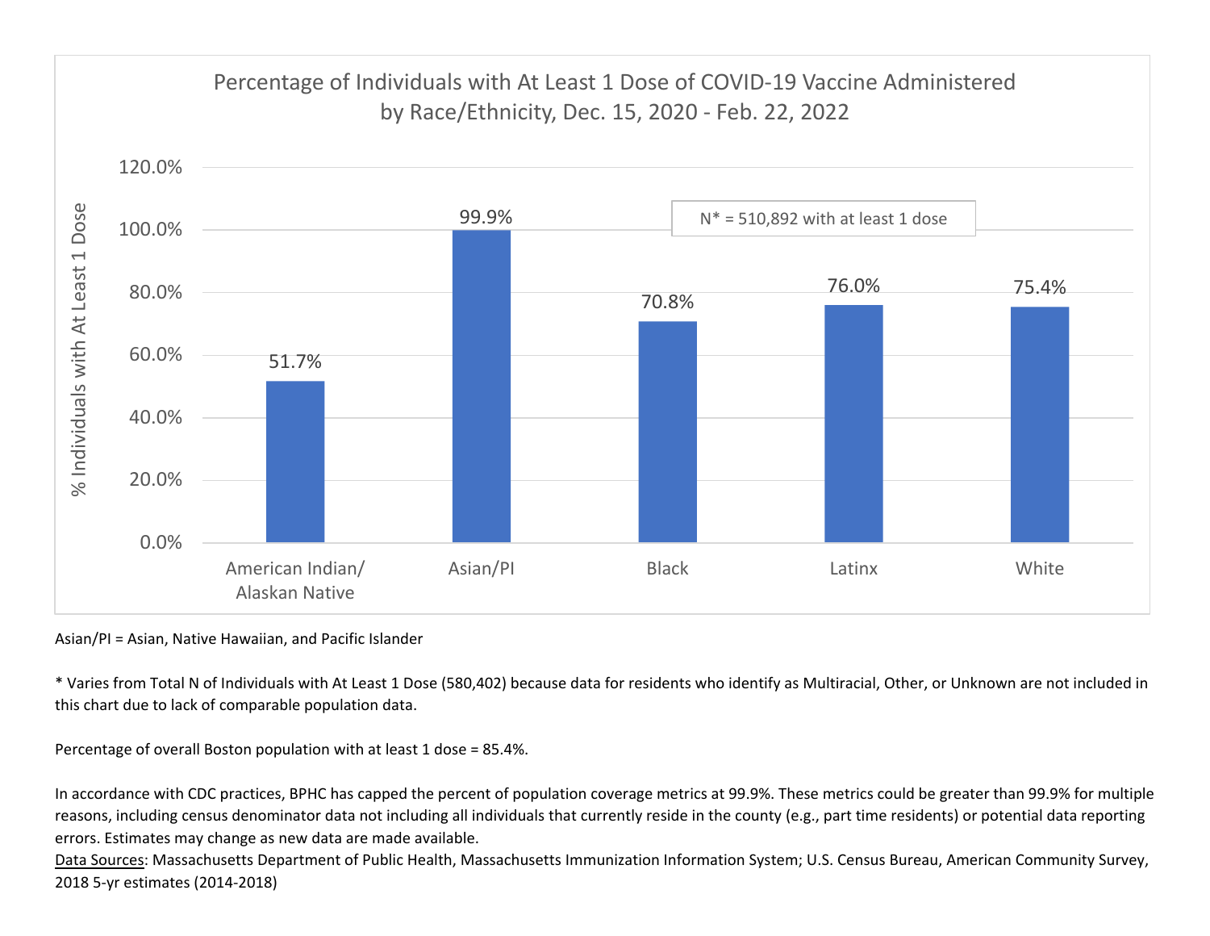Percentage of Individuals with At Least 1 Dose of COVID-19 Vaccine Administered by Race/Ethnicity, Dec. 15, 2020 - Feb. 22, 2022

% Individuals with At Least 1 Dose

120.0%
100.0%
80.0%
60.0%
40.0%
20.0%
0.0%

N* = 510,892 with at least 1 dose

51.7%
99.9%
70.8%
76.0%
75.4%

American Indian/ Alaskan Native
Asian/PI
Black
Latinx
White

Asian/PI = Asian, Native Hawaiian, and Pacific Islander

* Varies from Total N of Individuals with At Least 1 Dose (580,402) because data for residents who identify as Multiracial, Other, or Unknown are not included in this chart due to lack of comparable population data.

Percentage of overall Boston population with at least 1 dose = 85.4%.

In accordance with CDC practices, BPHC has capped the percent of population coverage metrics at 99.9%. These metrics could be greater than 99.9% for multiple reasons, including census denominator data not including all individuals that currently reside in the county (e.g., part time residents) or potential data reporting errors. Estimates may change as new data are made available.

Data Sources: Massachusetts Department of Public Health, Massachusetts Immunization Information System; U.S. Census Bureau, American Community Survey, 2018 5-yr estimates (2014-2018)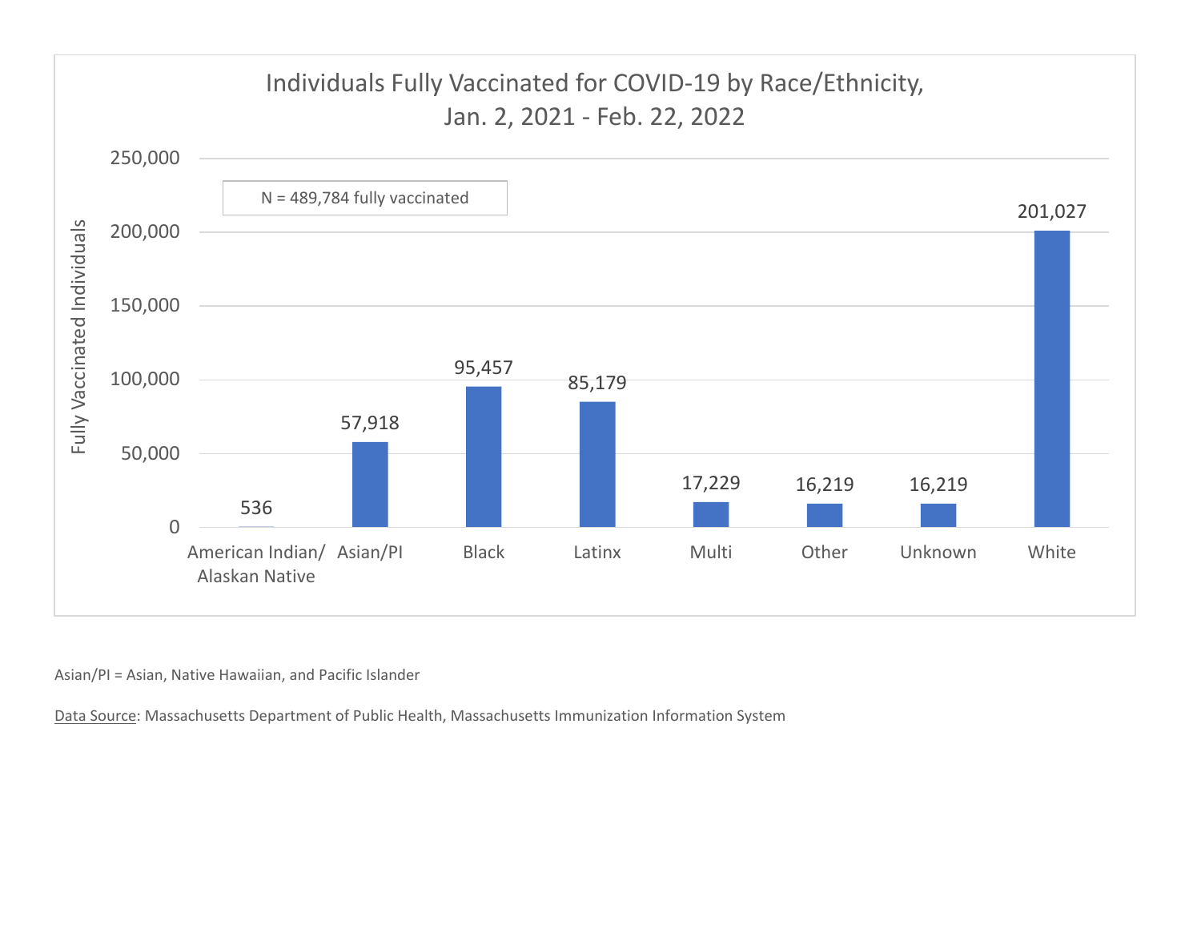Individuals Fully Vaccinated for COVID-19 by Race/Ethnicity, Jan. 2, 2021 - Feb. 22, 2022

N = 489,784 fully vaccinated

Fully Vaccinated Individuals

250,000
200,000
150,000
100,000
50,000
0

536
57,918
95,457
85,179
17,229
16,219
16,219
201,027

American Indian/ Alaskan Native
Asian/PI
Black
Latinx
Multi
Other
Unknown
White

Asian/PI = Asian, Native Hawaiian, and Pacific Islander

Data Source: Massachusetts Department of Public Health, Massachusetts Immunization Information System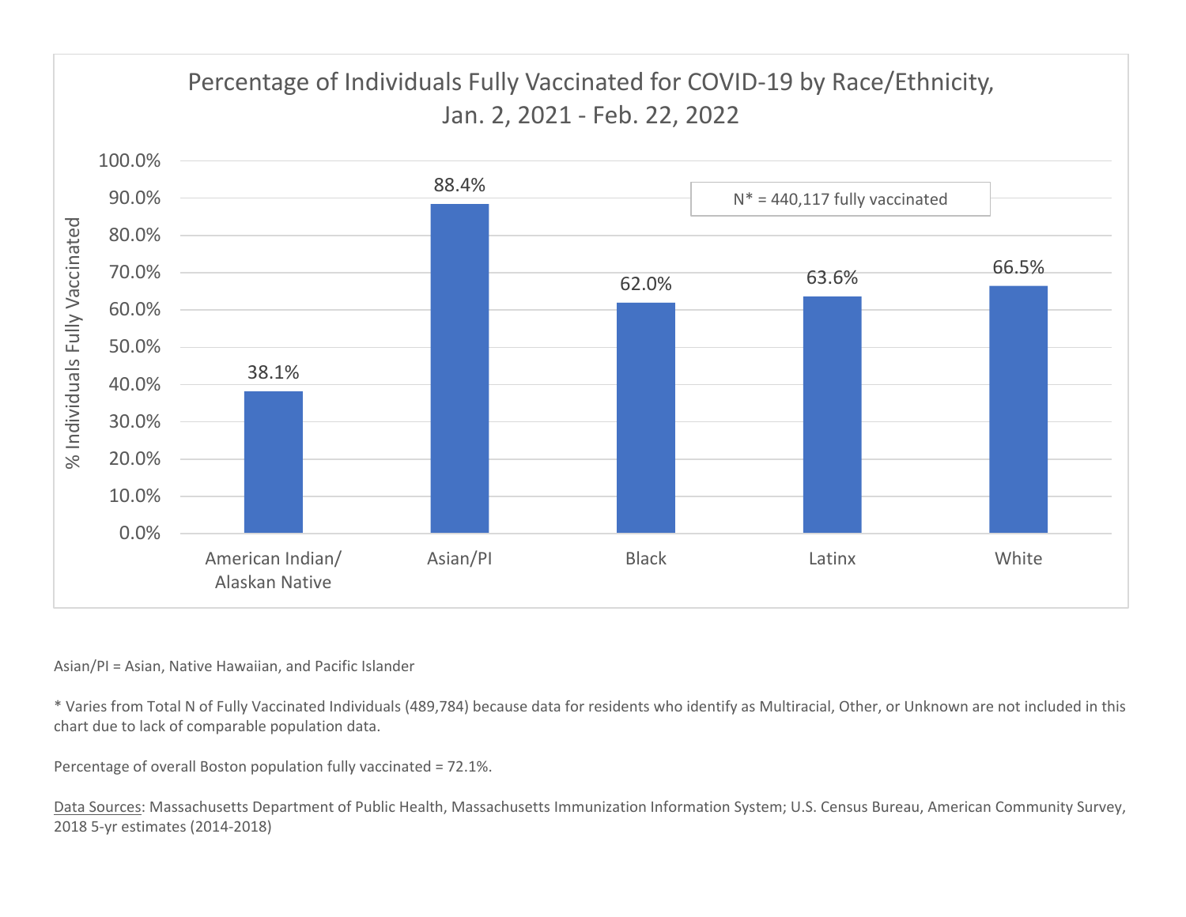Percentage of Individuals Fully Vaccinated for COVID-19 by Race/Ethnicity, Jan. 2, 2021 - Feb. 22, 2022

% Individuals Fully Vaccinated

100.0%
90.0%
80.0%
70.0%
60.0%
50.0%
40.0%
30.0%
20.0%
10.0%
0.0%

N* = 440,117 fully vaccinated

38.1%
88.4%
62.0%
63.6%
66.5%

American Indian/ Alaskan Native
Asian/PI
Black
Latinx
White

Asian/PI = Asian, Native Hawaiian, and Pacific Islander

* Varies from Total N of Fully Vaccinated Individuals (489,784) because data for residents who identify as Multiracial, Other, or Unknown are not included in this chart due to lack of comparable population data.

Percentage of overall Boston population fully vaccinated = 72.1%.

Data Sources: Massachusetts Department of Public Health, Massachusetts Immunization Information System; U.S. Census Bureau, American Community Survey, 2018 5-yr estimates (2014-2018)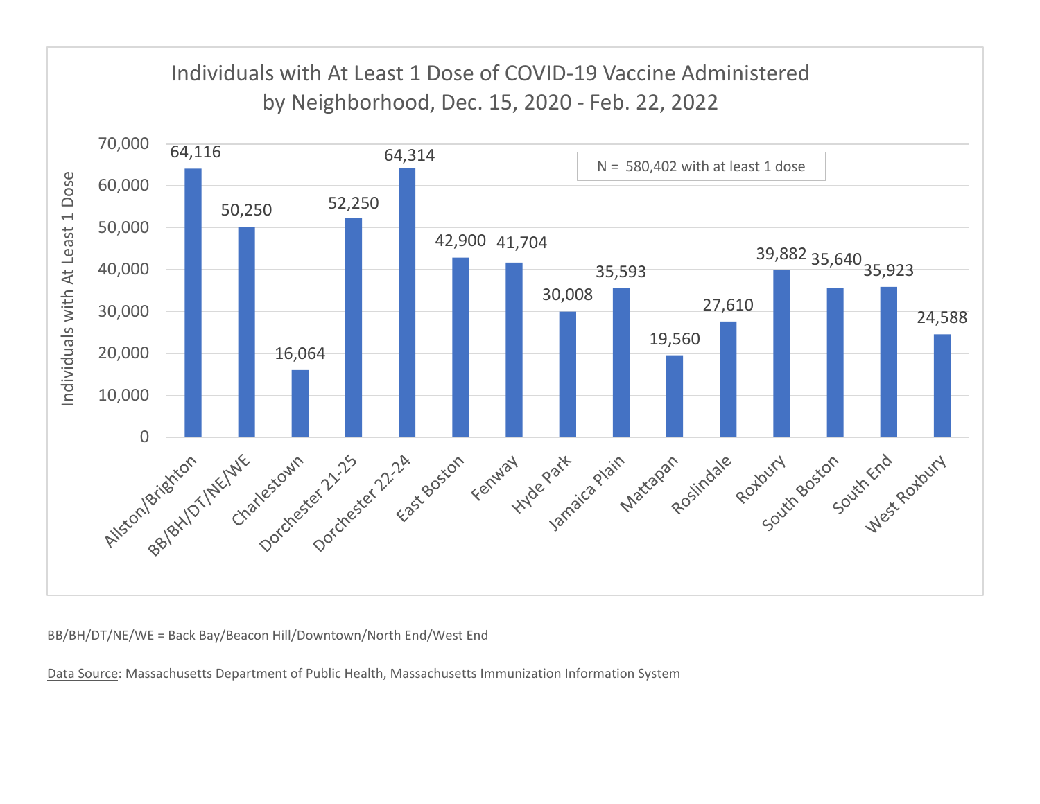Individuals with At Least 1 Dose of COVID-19 Vaccine Administered by Neighborhood, Dec. 15, 2020 - Feb. 22, 2022

N = 580,402 with at least 1 dose

Individuals with At Least 1 Dose

70,000
60,000
50,000
40,000
30,000
20,000
10,000
0

Allston/Brighton 64,116
BB/BH/DT/NE/WE 50,250
Charlestown 16,064
Dorchester 21-25 52,250
Dorchester 22-24 64,314
East Boston 42,900
Fenway 41,704
Hyde Park 30,008
Jamaica Plain 35,593
Mattapan 19,560
Roslindale 27,610
Roxbury 39,882
South Boston 35,640
South End 35,923
West Roxbury 24,588

BB/BH/DT/NE/WE = Back Bay/Beacon Hill/Downtown/North End/West End

<u>Data Source</u>: Massachusetts Department of Public Health, Massachusetts Immunization Information System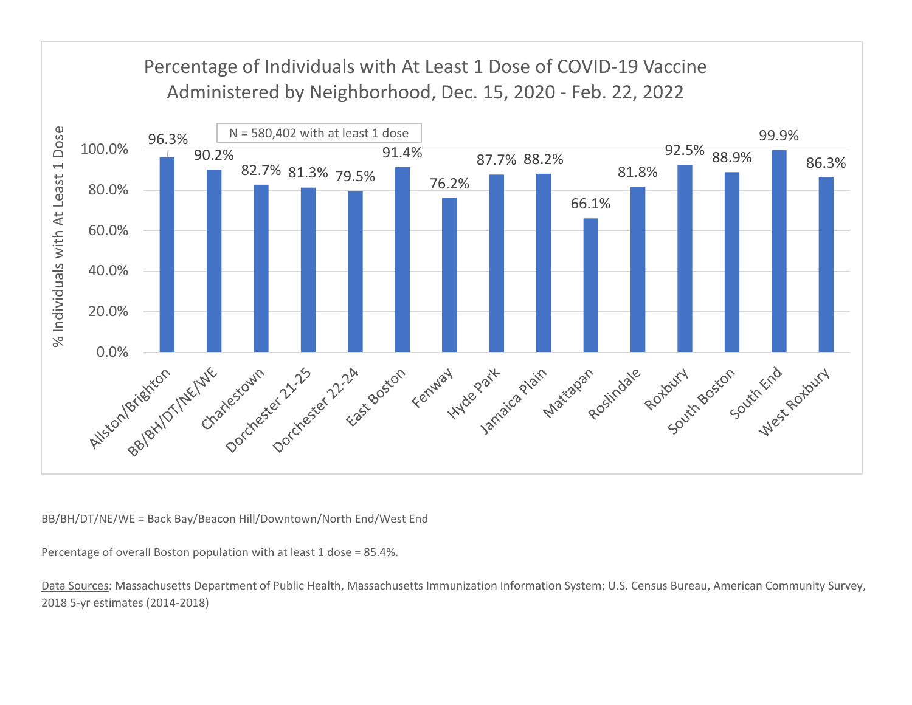Percentage of Individuals with At Least 1 Dose of COVID-19 Vaccine Administered by Neighborhood, Dec. 15, 2020 - Feb. 22, 2022

N = 580,402 with at least 1 dose

% Individuals with At Least 1 Dose

100.0%
80.0%
60.0%
40.0%
20.0%
0.0%

Allston/Brighton 96.3%
BB/BH/DT/NE/WE 90.2%
Charlestown 82.7%
Dorchester 21-25 81.3%
Dorchester 22-24 79.5%
East Boston 91.4%
Fenway 76.2%
Hyde Park 87.7%
Jamaica Plain 88.2%
Mattapan 66.1%
Roslindale 81.8%
Roxbury 92.5%
South Boston 88.9%
South End 99.9%
West Roxbury 86.3%

BB/BH/DT/NE/WE = Back Bay/Beacon Hill/Downtown/North End/West End

Percentage of overall Boston population with at least 1 dose = 85.4%.

Data Sources: Massachusetts Department of Public Health, Massachusetts Immunization Information System; U.S. Census Bureau, American Community Survey, 2018 5-yr estimates (2014-2018)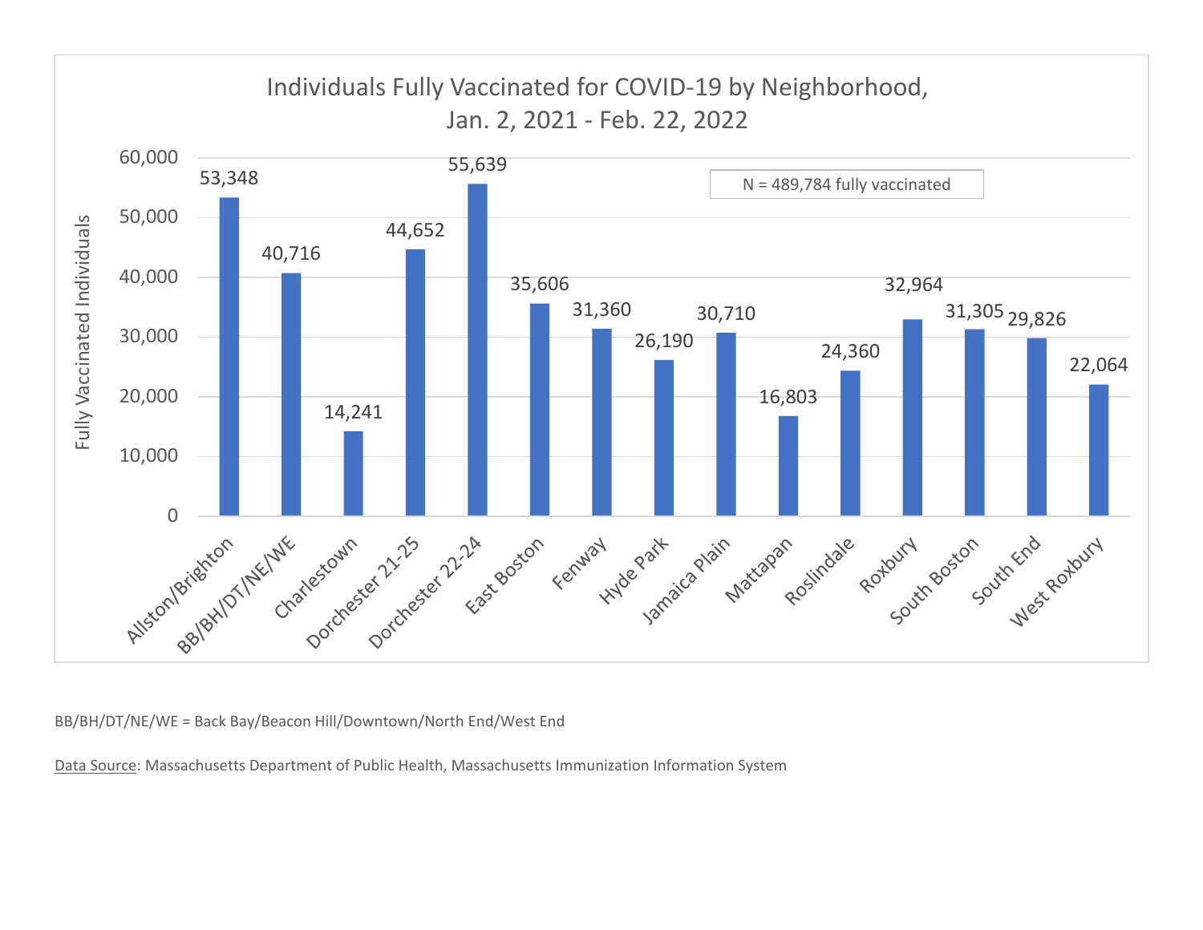Individuals Fully Vaccinated for COVID-19 by Neighborhood, Jan. 2, 2021 - Feb. 22, 2022

N = 489,784 fully vaccinated

Fully Vaccinated Individuals

60,000
50,000
40,000
30,000
20,000
10,000
0

53,348
40,716
14,241
44,652
55,639
35,606
31,360
26,190
30,710
16,803
24,360
32,964
31,305
29,826
22,064

Allston/Brighton
BB/BH/DT/NE/WE
Charlestown
Dorchester 21-25
Dorchester 22-24
East Boston
Fenway
Hyde Park
Jamaica Plain
Mattapan
Roslindale
Roxbury
South Boston
South End
West Roxbury

BB/BH/DT/NE/WE = Back Bay/Beacon Hill/Downtown/North End/West End

Data Source: Massachusetts Department of Public Health, Massachusetts Immunization Information System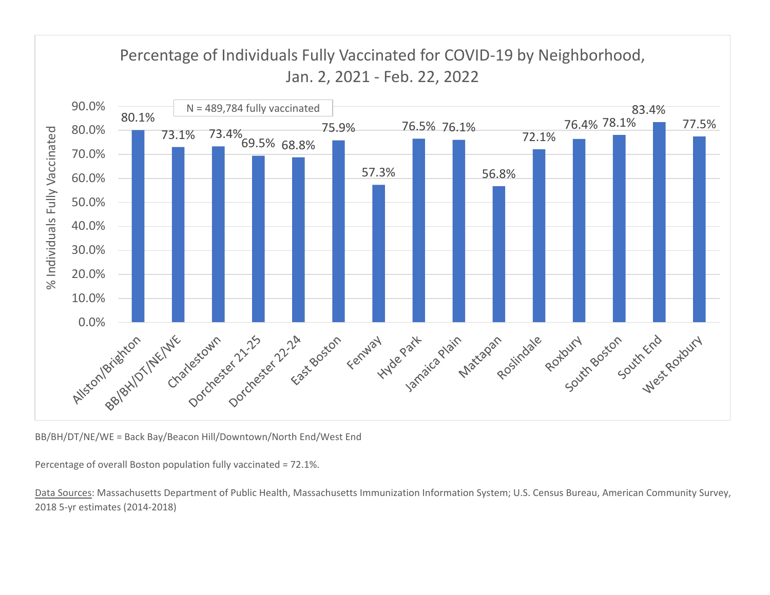Percentage of Individuals Fully Vaccinated for COVID-19 by Neighborhood, Jan. 2, 2021 - Feb. 22, 2022

N = 489,784 fully vaccinated

% Individuals Fully Vaccinated

90.0%
80.0%
70.0%
60.0%
50.0%
40.0%
30.0%
20.0%
10.0%
0.0%

Allston/Brighton 80.1%
BB/BH/DT/NE/WE 73.1%
Charlestown 73.4%
Dorchester 21-25 69.5%
Dorchester 22-24 68.8%
East Boston 75.9%
Fenway 57.3%
Hyde Park 76.5%
Jamaica Plain 76.1%
Mattapan 56.8%
Roslindale 72.1%
Roxbury 76.4%
South Boston 78.1%
South End 83.4%
West Roxbury 77.5%

BB/BH/DT/NE/WE = Back Bay/Beacon Hill/Downtown/North End/West End

Percentage of overall Boston population fully vaccinated = 72.1%.

Data Sources: Massachusetts Department of Public Health, Massachusetts Immunization Information System; U.S. Census Bureau, American Community Survey, 2018 5-yr estimates (2014-2018)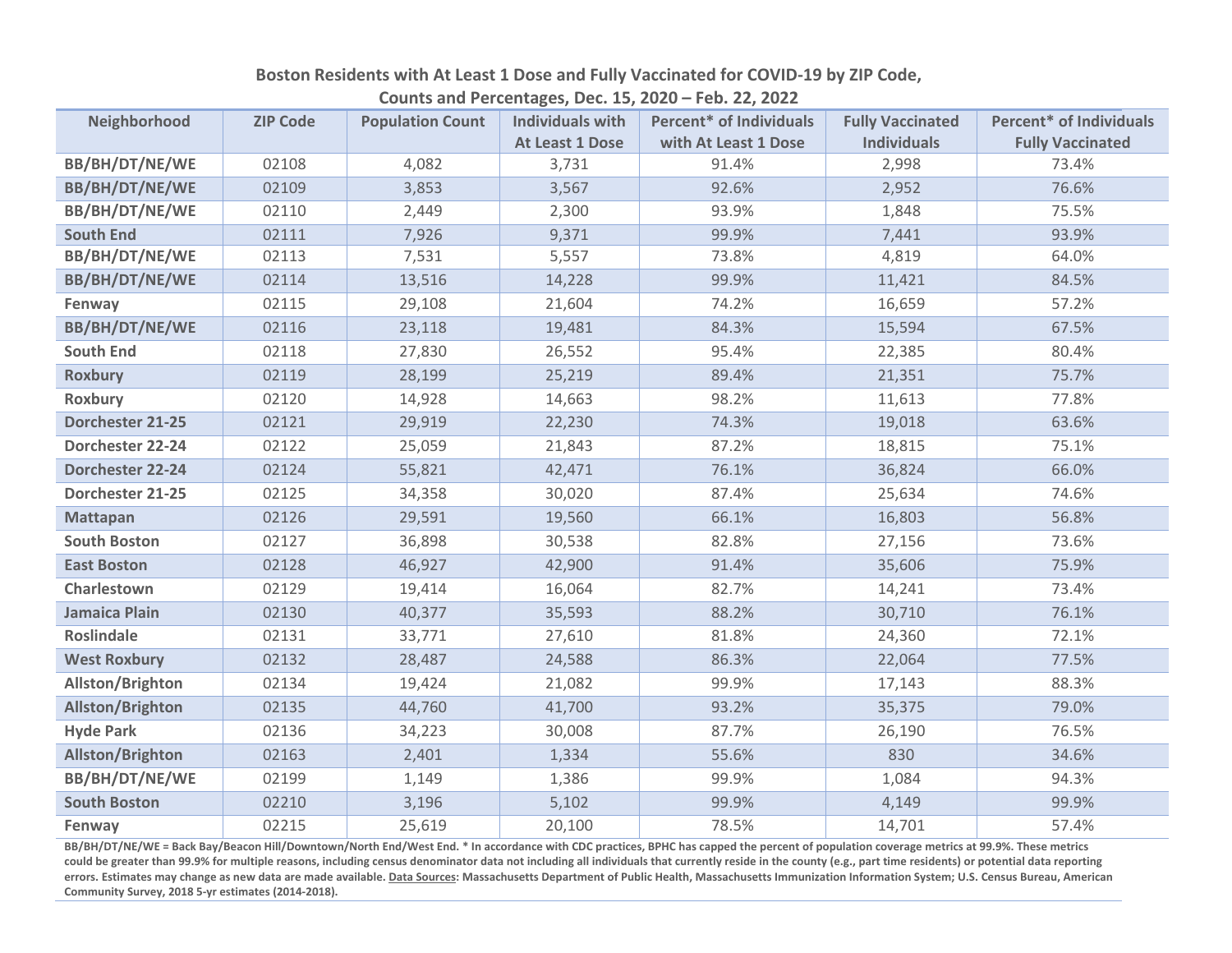## Boston Residents with At Least 1 Dose and Fully Vaccinated for COVID-19 by ZIP Code, Counts and Percentages, Dec. 15, 2020 – Feb. 22, 2022

| Neighborhood | ZIP Code | Population Count | Individuals with At Least 1 Dose | Percent* of Individuals with At Least 1 Dose | Fully Vaccinated Individuals | Percent* of Individuals Fully Vaccinated |
|---|---|---|---|---|---|---|
| BB/BH/DT/NE/WE | 02108 | 4,082 | 3,731 | 91.4% | 2,998 | 73.4% |
| BB/BH/DT/NE/WE | 02109 | 3,853 | 3,567 | 92.6% | 2,952 | 76.6% |
| BB/BH/DT/NE/WE | 02110 | 2,449 | 2,300 | 93.9% | 1,848 | 75.5% |
| South End | 02111 | 7,926 | 9,371 | 99.9% | 7,441 | 93.9% |
| BB/BH/DT/NE/WE | 02113 | 7,531 | 5,557 | 73.8% | 4,819 | 64.0% |
| BB/BH/DT/NE/WE | 02114 | 13,516 | 14,228 | 99.9% | 11,421 | 84.5% |
| Fenway | 02115 | 29,108 | 21,604 | 74.2% | 16,659 | 57.2% |
| BB/BH/DT/NE/WE | 02116 | 23,118 | 19,481 | 84.3% | 15,594 | 67.5% |
| South End | 02118 | 27,830 | 26,552 | 95.4% | 22,385 | 80.4% |
| Roxbury | 02119 | 28,199 | 25,219 | 89.4% | 21,351 | 75.7% |
| Roxbury | 02120 | 14,928 | 14,663 | 98.2% | 11,613 | 77.8% |
| Dorchester 21-25 | 02121 | 29,919 | 22,230 | 74.3% | 19,018 | 63.6% |
| Dorchester 22-24 | 02122 | 25,059 | 21,843 | 87.2% | 18,815 | 75.1% |
| Dorchester 22-24 | 02124 | 55,821 | 42,471 | 76.1% | 36,824 | 66.0% |
| Dorchester 21-25 | 02125 | 34,358 | 30,020 | 87.4% | 25,634 | 74.6% |
| Mattapan | 02126 | 29,591 | 19,560 | 66.1% | 16,803 | 56.8% |
| South Boston | 02127 | 36,898 | 30,538 | 82.8% | 27,156 | 73.6% |
| East Boston | 02128 | 46,927 | 42,900 | 91.4% | 35,606 | 75.9% |
| Charlestown | 02129 | 19,414 | 16,064 | 82.7% | 14,241 | 73.4% |
| Jamaica Plain | 02130 | 40,377 | 35,593 | 88.2% | 30,710 | 76.1% |
| Roslindale | 02131 | 33,771 | 27,610 | 81.8% | 24,360 | 72.1% |
| West Roxbury | 02132 | 28,487 | 24,588 | 86.3% | 22,064 | 77.5% |
| Allston/Brighton | 02134 | 19,424 | 21,082 | 99.9% | 17,143 | 88.3% |
| Allston/Brighton | 02135 | 44,760 | 41,700 | 93.2% | 35,375 | 79.0% |
| Hyde Park | 02136 | 34,223 | 30,008 | 87.7% | 26,190 | 76.5% |
| Allston/Brighton | 02163 | 2,401 | 1,334 | 55.6% | 830 | 34.6% |
| BB/BH/DT/NE/WE | 02199 | 1,149 | 1,386 | 99.9% | 1,084 | 94.3% |
| South Boston | 02210 | 3,196 | 5,102 | 99.9% | 4,149 | 99.9% |
| Fenway | 02215 | 25,619 | 20,100 | 78.5% | 14,701 | 57.4% |

BB/BH/DT/NE/WE = Back Bay/Beacon Hill/Downtown/North End/West End. * In accordance with CDC practices, BPHC has capped the percent of population coverage metrics at 99.9%. These metrics could be greater than 99.9% for multiple reasons, including census denominator data not including all individuals that currently reside in the county (e.g., part time residents) or potential data reporting errors. Estimates may change as new data are made available. Data Sources: Massachusetts Department of Public Health, Massachusetts Immunization Information System; U.S. Census Bureau, American Community Survey, 2018 5-yr estimates (2014-2018).